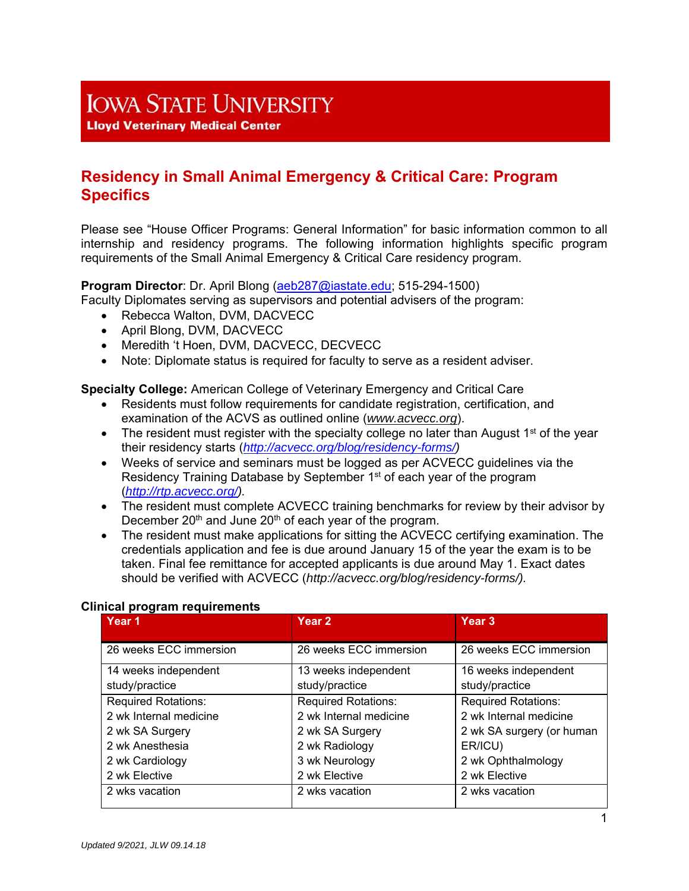# Iowa State University
**Lloyd Veterinary Medical Center**

## Residency in Small Animal Emergency & Critical Care: Program Specifics

Please see "House Officer Programs: General Information" for basic information common to all internship and residency programs. The following information highlights specific program requirements of the Small Animal Emergency & Critical Care residency program.

**Program Director**: Dr. April Blong (aeb287@iastate.edu; 515-294-1500)
Faculty Diplomates serving as supervisors and potential advisers of the program:

- Rebecca Walton, DVM, DACVECC
- April Blong, DVM, DACVECC
- Meredith 't Hoen, DVM, DACVECC, DECVECC
- Note: Diplomate status is required for faculty to serve as a resident adviser.

**Specialty College:** American College of Veterinary Emergency and Critical Care

- Residents must follow requirements for candidate registration, certification, and examination of the ACVS as outlined online (*www.acvecc.org*).
- The resident must register with the specialty college no later than August 1st of the year their residency starts (*http://acvecc.org/blog/residency-forms/*)
- Weeks of service and seminars must be logged as per ACVECC guidelines via the Residency Training Database by September 1st of each year of the program (*http://rtp.acvecc.org/*).
- The resident must complete ACVECC training benchmarks for review by their advisor by December 20th and June 20th of each year of the program.
- The resident must make applications for sitting the ACVECC certifying examination. The credentials application and fee is due around January 15 of the year the exam is to be taken. Final fee remittance for accepted applicants is due around May 1. Exact dates should be verified with ACVECC (*http://acvecc.org/blog/residency-forms/).*

**Clinical program requirements**

| Year 1 | Year 2 | Year 3 |
|---|---|---|
| 26 weeks ECC immersion | 26 weeks ECC immersion | 26 weeks ECC immersion |
| 14 weeks independent study/practice | 13 weeks independent study/practice | 16 weeks independent study/practice |
| Required Rotations:<br>2 wk Internal medicine<br>2 wk SA Surgery<br>2 wk Anesthesia<br>2 wk Cardiology<br>2 wk Elective | Required Rotations:<br>2 wk Internal medicine<br>2 wk SA Surgery<br>2 wk Radiology<br>3 wk Neurology<br>2 wk Elective | Required Rotations:<br>2 wk Internal medicine<br>2 wk SA surgery (or human ER/ICU)<br>2 wk Ophthalmology<br>2 wk Elective |
| 2 wks vacation | 2 wks vacation | 2 wks vacation |

*Updated 9/2021, JLW 09.14.18*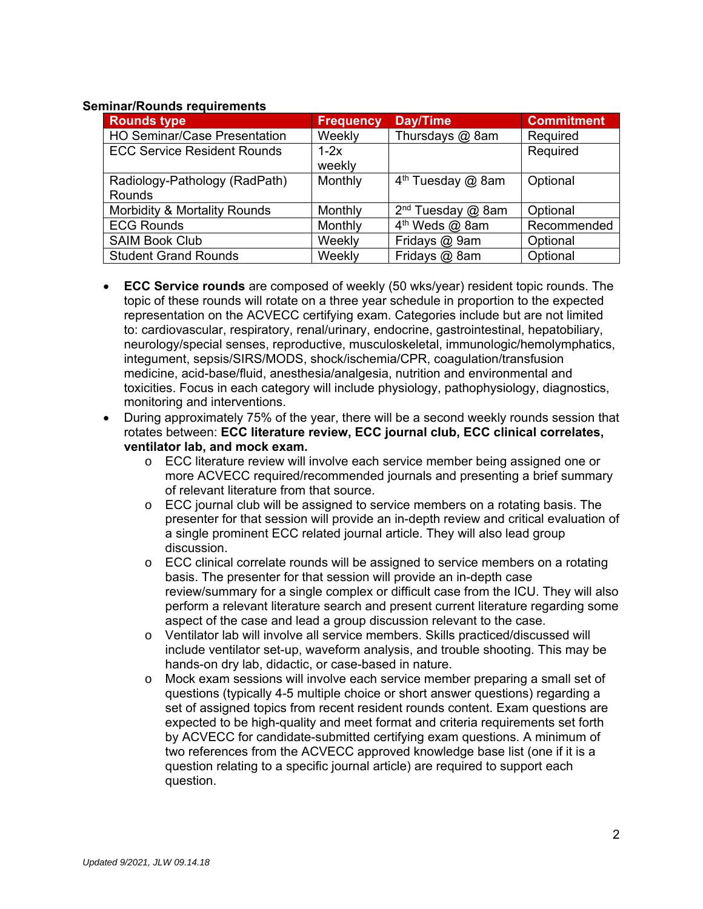**Seminar/Rounds requirements**

| Rounds type | Frequency | Day/Time | Commitment |
|---|---|---|---|
| HO Seminar/Case Presentation | Weekly | Thursdays @ 8am | Required |
| ECC Service Resident Rounds | 1-2x weekly | | Required |
| Radiology-Pathology (RadPath) Rounds | Monthly | 4th Tuesday @ 8am | Optional |
| Morbidity & Mortality Rounds | Monthly | 2nd Tuesday @ 8am | Optional |
| ECG Rounds | Monthly | 4th Weds @ 8am | Recommended |
| SAIM Book Club | Weekly | Fridays @ 9am | Optional |
| Student Grand Rounds | Weekly | Fridays @ 8am | Optional |

- **ECC Service rounds** are composed of weekly (50 wks/year) resident topic rounds. The topic of these rounds will rotate on a three year schedule in proportion to the expected representation on the ACVECC certifying exam. Categories include but are not limited to: cardiovascular, respiratory, renal/urinary, endocrine, gastrointestinal, hepatobiliary, neurology/special senses, reproductive, musculoskeletal, immunologic/hemolymphatics, integument, sepsis/SIRS/MODS, shock/ischemia/CPR, coagulation/transfusion medicine, acid-base/fluid, anesthesia/analgesia, nutrition and environmental and toxicities. Focus in each category will include physiology, pathophysiology, diagnostics, monitoring and interventions.
- During approximately 75% of the year, there will be a second weekly rounds session that rotates between: **ECC literature review, ECC journal club, ECC clinical correlates, ventilator lab, and mock exam.**
  - ECC literature review will involve each service member being assigned one or more ACVECC required/recommended journals and presenting a brief summary of relevant literature from that source.
  - ECC journal club will be assigned to service members on a rotating basis. The presenter for that session will provide an in-depth review and critical evaluation of a single prominent ECC related journal article. They will also lead group discussion.
  - ECC clinical correlate rounds will be assigned to service members on a rotating basis. The presenter for that session will provide an in-depth case review/summary for a single complex or difficult case from the ICU. They will also perform a relevant literature search and present current literature regarding some aspect of the case and lead a group discussion relevant to the case.
  - Ventilator lab will involve all service members. Skills practiced/discussed will include ventilator set-up, waveform analysis, and trouble shooting. This may be hands-on dry lab, didactic, or case-based in nature.
  - Mock exam sessions will involve each service member preparing a small set of questions (typically 4-5 multiple choice or short answer questions) regarding a set of assigned topics from recent resident rounds content. Exam questions are expected to be high-quality and meet format and criteria requirements set forth by ACVECC for candidate-submitted certifying exam questions. A minimum of two references from the ACVECC approved knowledge base list (one if it is a question relating to a specific journal article) are required to support each question.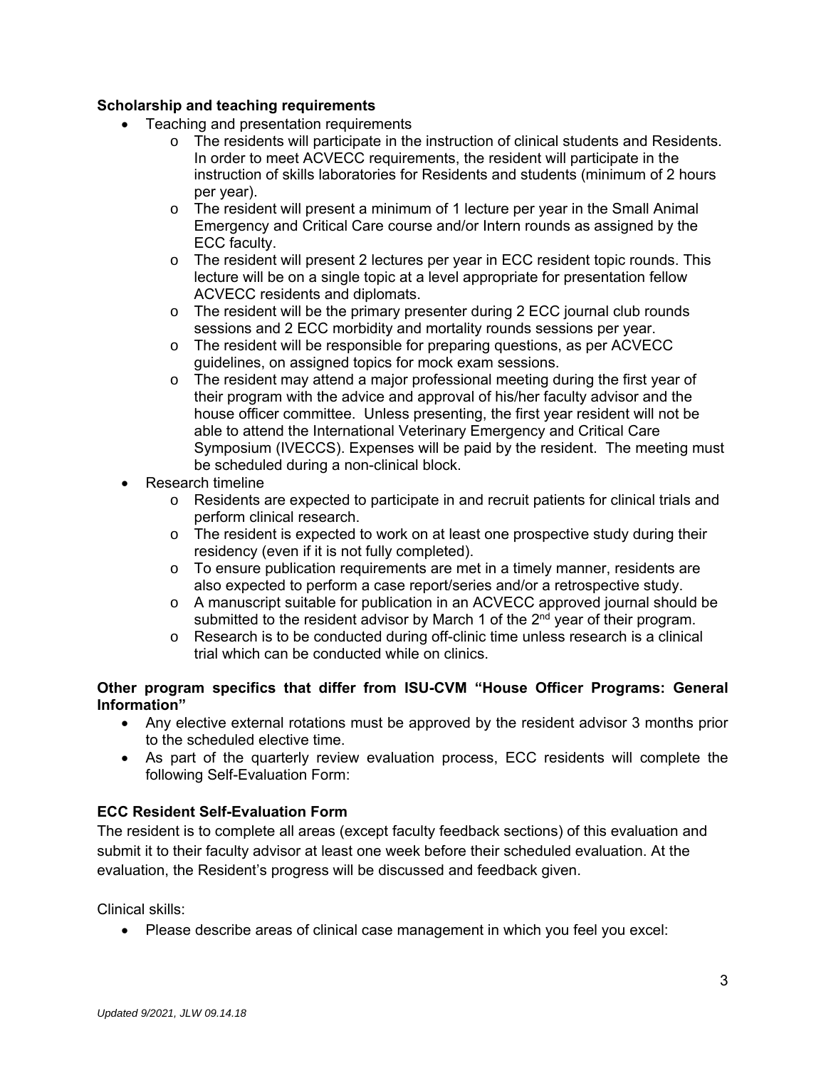**Scholarship and teaching requirements**

- Teaching and presentation requirements
  - The residents will participate in the instruction of clinical students and Residents. In order to meet ACVECC requirements, the resident will participate in the instruction of skills laboratories for Residents and students (minimum of 2 hours per year).
  - The resident will present a minimum of 1 lecture per year in the Small Animal Emergency and Critical Care course and/or Intern rounds as assigned by the ECC faculty.
  - The resident will present 2 lectures per year in ECC resident topic rounds. This lecture will be on a single topic at a level appropriate for presentation fellow ACVECC residents and diplomats.
  - The resident will be the primary presenter during 2 ECC journal club rounds sessions and 2 ECC morbidity and mortality rounds sessions per year.
  - The resident will be responsible for preparing questions, as per ACVECC guidelines, on assigned topics for mock exam sessions.
  - The resident may attend a major professional meeting during the first year of their program with the advice and approval of his/her faculty advisor and the house officer committee. Unless presenting, the first year resident will not be able to attend the International Veterinary Emergency and Critical Care Symposium (IVECCS). Expenses will be paid by the resident. The meeting must be scheduled during a non-clinical block.
- Research timeline
  - Residents are expected to participate in and recruit patients for clinical trials and perform clinical research.
  - The resident is expected to work on at least one prospective study during their residency (even if it is not fully completed).
  - To ensure publication requirements are met in a timely manner, residents are also expected to perform a case report/series and/or a retrospective study.
  - A manuscript suitable for publication in an ACVECC approved journal should be submitted to the resident advisor by March 1 of the 2nd year of their program.
  - Research is to be conducted during off-clinic time unless research is a clinical trial which can be conducted while on clinics.

**Other program specifics that differ from ISU-CVM "House Officer Programs: General Information"**

- Any elective external rotations must be approved by the resident advisor 3 months prior to the scheduled elective time.
- As part of the quarterly review evaluation process, ECC residents will complete the following Self-Evaluation Form:

**ECC Resident Self-Evaluation Form**

The resident is to complete all areas (except faculty feedback sections) of this evaluation and submit it to their faculty advisor at least one week before their scheduled evaluation. At the evaluation, the Resident's progress will be discussed and feedback given.

Clinical skills:

- Please describe areas of clinical case management in which you feel you excel: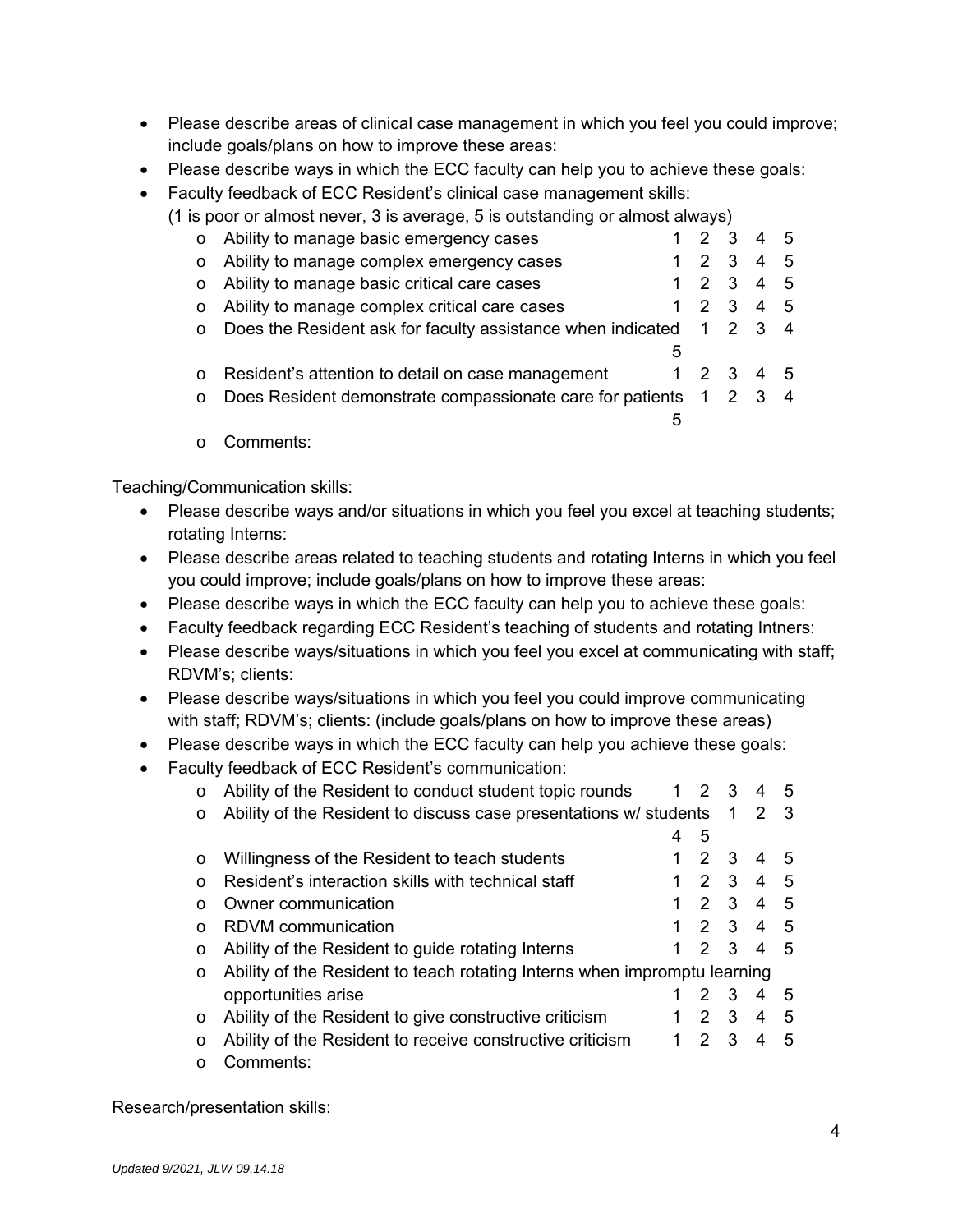- Please describe areas of clinical case management in which you feel you could improve; include goals/plans on how to improve these areas:
- Please describe ways in which the ECC faculty can help you to achieve these goals:
- Faculty feedback of ECC Resident's clinical case management skills:
  (1 is poor or almost never, 3 is average, 5 is outstanding or almost always)
  - Ability to manage basic emergency cases 1 2 3 4 5
  - Ability to manage complex emergency cases 1 2 3 4 5
  - Ability to manage basic critical care cases 1 2 3 4 5
  - Ability to manage complex critical care cases 1 2 3 4 5
  - Does the Resident ask for faculty assistance when indicated 1 2 3 4 5
  - Resident's attention to detail on case management 1 2 3 4 5
  - Does Resident demonstrate compassionate care for patients 1 2 3 4 5
  - Comments:

Teaching/Communication skills:

- Please describe ways and/or situations in which you feel you excel at teaching students; rotating Interns:
- Please describe areas related to teaching students and rotating Interns in which you feel you could improve; include goals/plans on how to improve these areas:
- Please describe ways in which the ECC faculty can help you to achieve these goals:
- Faculty feedback regarding ECC Resident's teaching of students and rotating Intners:
- Please describe ways/situations in which you feel you excel at communicating with staff; RDVM's; clients:
- Please describe ways/situations in which you feel you could improve communicating with staff; RDVM's; clients: (include goals/plans on how to improve these areas)
- Please describe ways in which the ECC faculty can help you achieve these goals:
- Faculty feedback of ECC Resident's communication:
  - Ability of the Resident to conduct student topic rounds 1 2 3 4 5
  - Ability of the Resident to discuss case presentations w/ students 1 2 3 4 5
  - Willingness of the Resident to teach students 1 2 3 4 5
  - Resident's interaction skills with technical staff 1 2 3 4 5
  - Owner communication 1 2 3 4 5
  - RDVM communication 1 2 3 4 5
  - Ability of the Resident to guide rotating Interns 1 2 3 4 5
  - Ability of the Resident to teach rotating Interns when impromptu learning opportunities arise 1 2 3 4 5
  - Ability of the Resident to give constructive criticism 1 2 3 4 5
  - Ability of the Resident to receive constructive criticism 1 2 3 4 5
  - Comments:

Research/presentation skills:

*Updated 9/2021, JLW 09.14.18*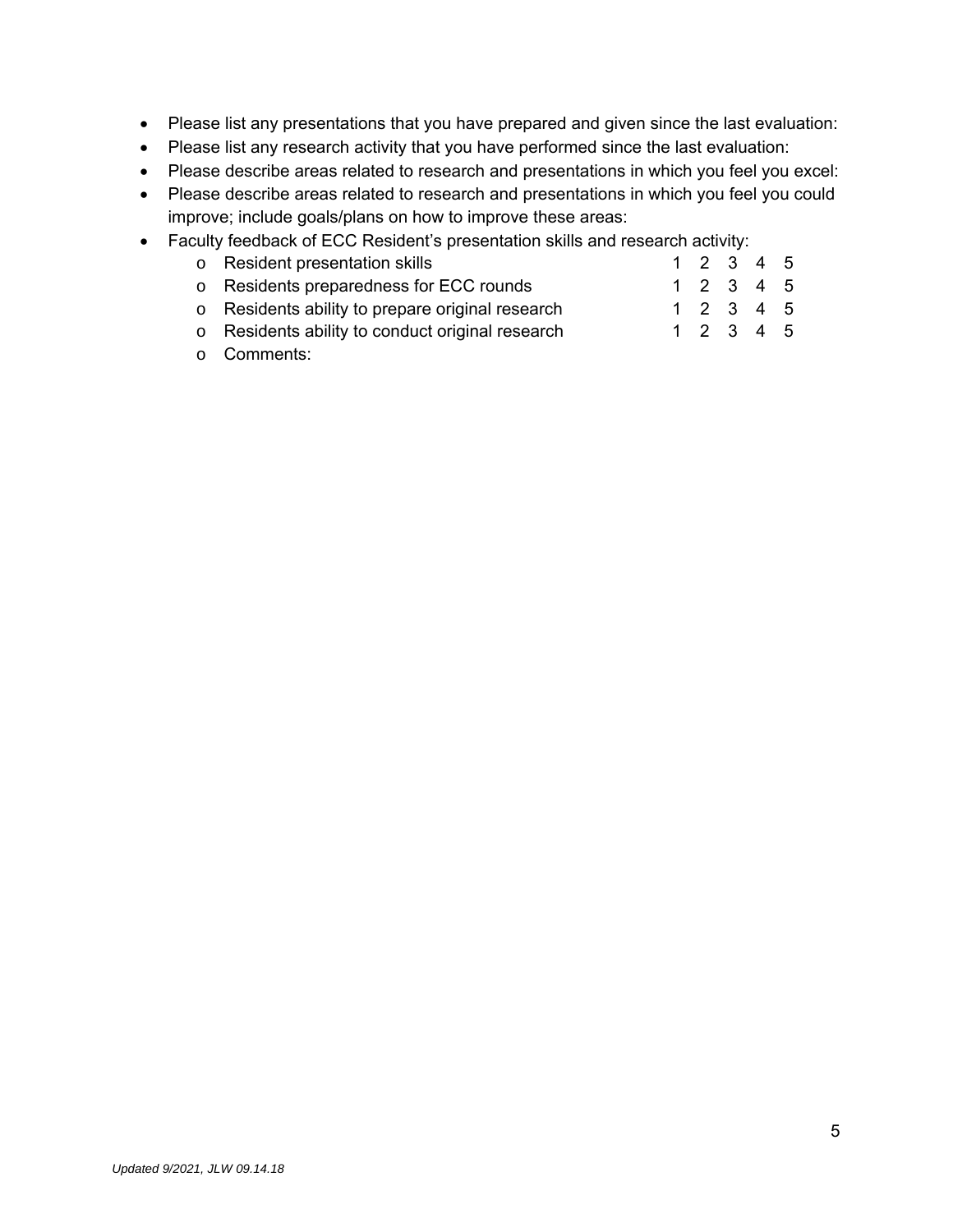- Please list any presentations that you have prepared and given since the last evaluation:
- Please list any research activity that you have performed since the last evaluation:
- Please describe areas related to research and presentations in which you feel you excel:
- Please describe areas related to research and presentations in which you feel you could improve; include goals/plans on how to improve these areas:
- Faculty feedback of ECC Resident's presentation skills and research activity:
  - Resident presentation skills 1 2 3 4 5
  - Residents preparedness for ECC rounds 1 2 3 4 5
  - Residents ability to prepare original research 1 2 3 4 5
  - Residents ability to conduct original research 1 2 3 4 5
  - Comments:

*Updated 9/2021, JLW 09.14.18*